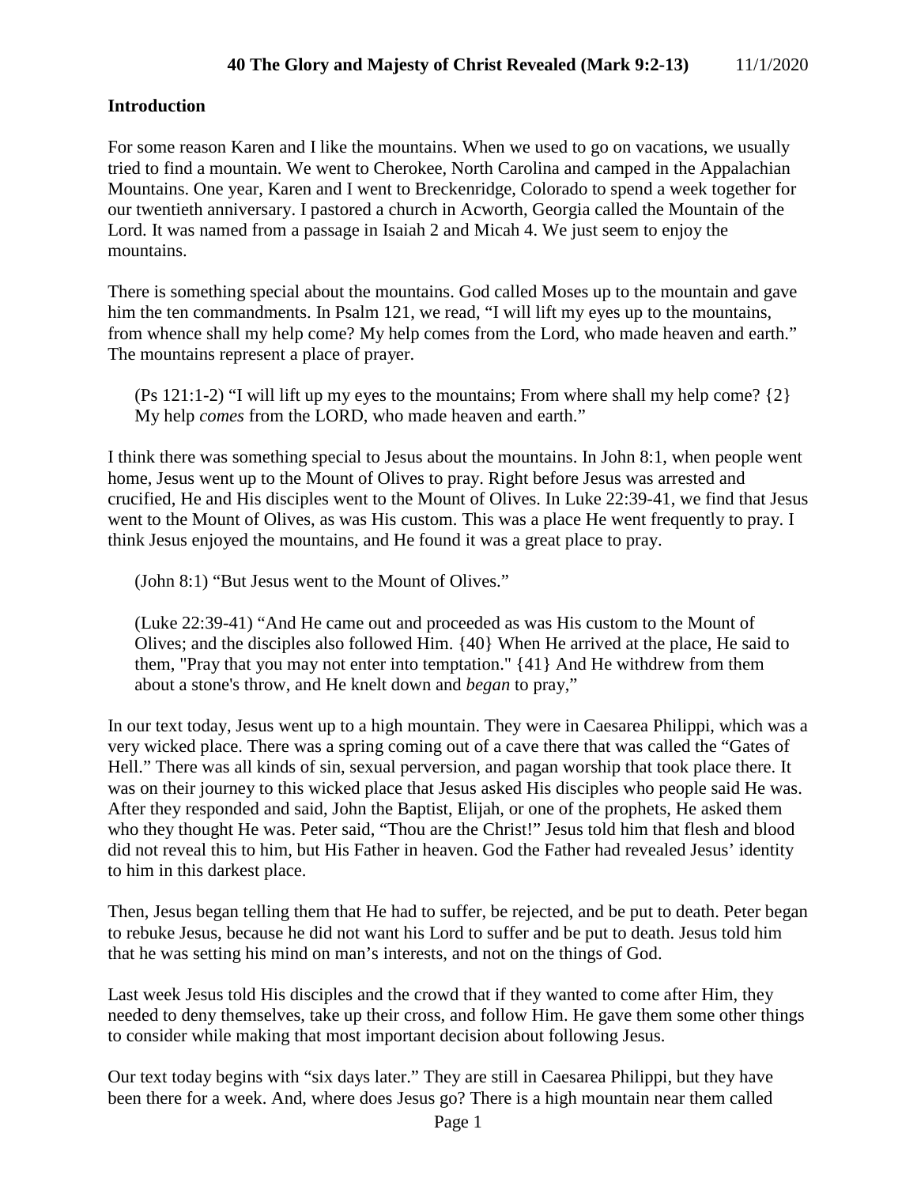# 40 The Glory and Majesty of Christ Revealed (Mark 9:2-13) 11/1/2020

## Introduction

For some reason Karen and I like the mountains. When we used to go on vacations, we usually tried to find a mountain. We went to Cherokee, North Carolina and camped in the Appalachian Mountains. One year, Karen and I went to Breckenridge, Colorado to spend a week together for our twentieth anniversary. I pastored a church in Acworth, Georgia called the Mountain of the Lord. It was named from a passage in Isaiah 2 and Micah 4. We just seem to enjoy the mountains.

There is something special about the mountains. God called Moses up to the mountain and gave him the ten commandments. In Psalm 121, we read, "I will lift my eyes up to the mountains, from whence shall my help come? My help comes from the Lord, who made heaven and earth." The mountains represent a place of prayer.

> (Ps 121:1-2) "I will lift up my eyes to the mountains; From where shall my help come? {2} My help *comes* from the LORD, who made heaven and earth."

I think there was something special to Jesus about the mountains. In John 8:1, when people went home, Jesus went up to the Mount of Olives to pray. Right before Jesus was arrested and crucified, He and His disciples went to the Mount of Olives. In Luke 22:39-41, we find that Jesus went to the Mount of Olives, as was His custom. This was a place He went frequently to pray. I think Jesus enjoyed the mountains, and He found it was a great place to pray.

> (John 8:1) "But Jesus went to the Mount of Olives."

> (Luke 22:39-41) "And He came out and proceeded as was His custom to the Mount of Olives; and the disciples also followed Him. {40} When He arrived at the place, He said to them, "Pray that you may not enter into temptation." {41} And He withdrew from them about a stone's throw, and He knelt down and *began* to pray,"

In our text today, Jesus went up to a high mountain. They were in Caesarea Philippi, which was a very wicked place. There was a spring coming out of a cave there that was called the "Gates of Hell." There was all kinds of sin, sexual perversion, and pagan worship that took place there. It was on their journey to this wicked place that Jesus asked His disciples who people said He was. After they responded and said, John the Baptist, Elijah, or one of the prophets, He asked them who they thought He was. Peter said, "Thou are the Christ!" Jesus told him that flesh and blood did not reveal this to him, but His Father in heaven. God the Father had revealed Jesus' identity to him in this darkest place.

Then, Jesus began telling them that He had to suffer, be rejected, and be put to death. Peter began to rebuke Jesus, because he did not want his Lord to suffer and be put to death. Jesus told him that he was setting his mind on man's interests, and not on the things of God.

Last week Jesus told His disciples and the crowd that if they wanted to come after Him, they needed to deny themselves, take up their cross, and follow Him. He gave them some other things to consider while making that most important decision about following Jesus.

Our text today begins with "six days later." They are still in Caesarea Philippi, but they have been there for a week. And, where does Jesus go? There is a high mountain near them called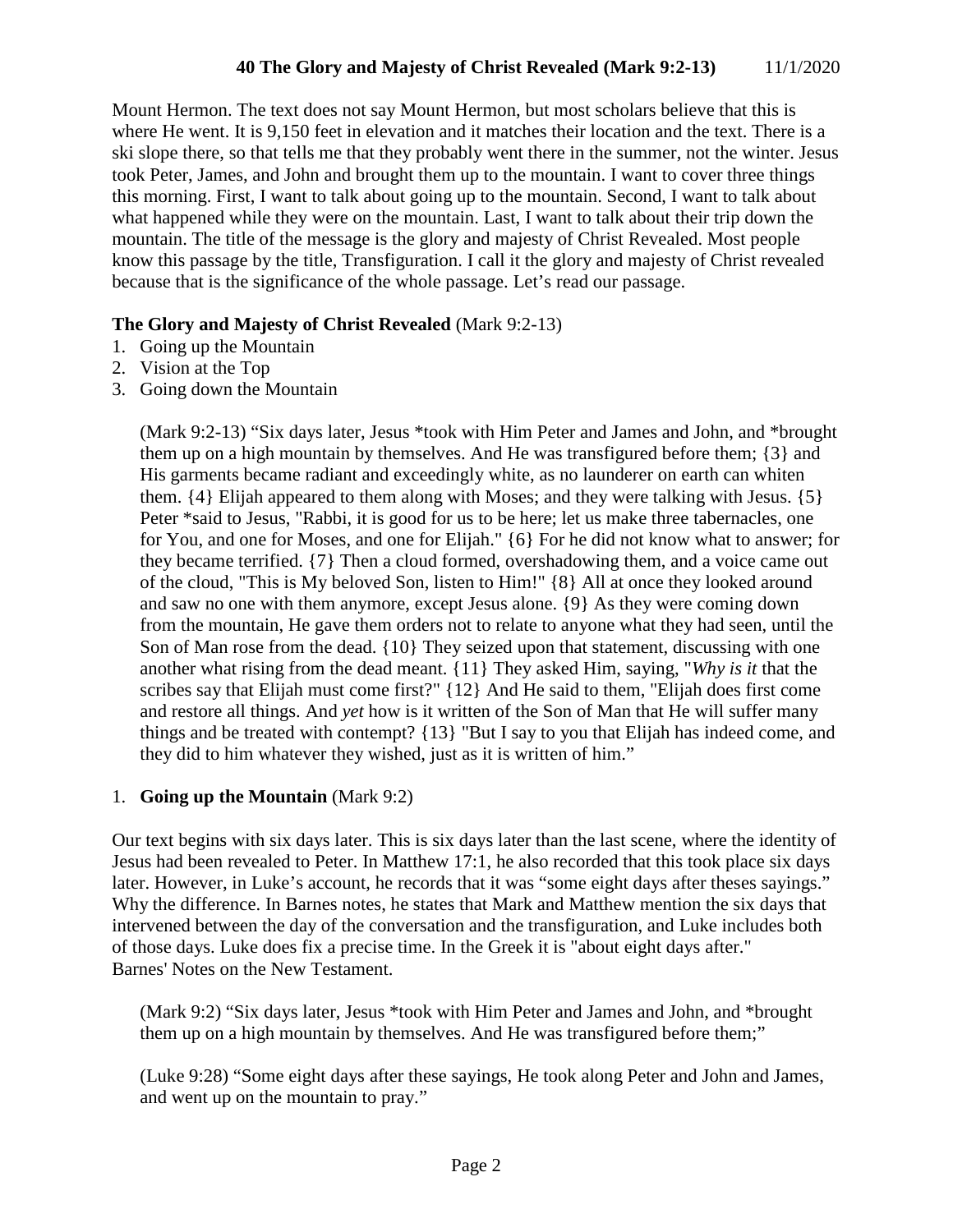Mount Hermon. The text does not say Mount Hermon, but most scholars believe that this is where He went. It is 9,150 feet in elevation and it matches their location and the text. There is a ski slope there, so that tells me that they probably went there in the summer, not the winter. Jesus took Peter, James, and John and brought them up to the mountain. I want to cover three things this morning. First, I want to talk about going up to the mountain. Second, I want to talk about what happened while they were on the mountain. Last, I want to talk about their trip down the mountain. The title of the message is the glory and majesty of Christ Revealed. Most people know this passage by the title, Transfiguration. I call it the glory and majesty of Christ revealed because that is the significance of the whole passage. Let's read our passage.

**The Glory and Majesty of Christ Revealed** (Mark 9:2-13)

1. Going up the Mountain
2. Vision at the Top
3. Going down the Mountain

> (Mark 9:2-13) "Six days later, Jesus *took with Him Peter and James and John, and *brought them up on a high mountain by themselves. And He was transfigured before them; {3} and His garments became radiant and exceedingly white, as no launderer on earth can whiten them. {4} Elijah appeared to them along with Moses; and they were talking with Jesus. {5} Peter *said to Jesus, "Rabbi, it is good for us to be here; let us make three tabernacles, one for You, and one for Moses, and one for Elijah." {6} For he did not know what to answer; for they became terrified. {7} Then a cloud formed, overshadowing them, and a voice came out of the cloud, "This is My beloved Son, listen to Him!" {8} All at once they looked around and saw no one with them anymore, except Jesus alone. {9} As they were coming down from the mountain, He gave them orders not to relate to anyone what they had seen, until the Son of Man rose from the dead. {10} They seized upon that statement, discussing with one another what rising from the dead meant. {11} They asked Him, saying, "*Why is it* that the scribes say that Elijah must come first?" {12} And He said to them, "Elijah does first come and restore all things. And *yet* how is it written of the Son of Man that He will suffer many things and be treated with contempt? {13} "But I say to you that Elijah has indeed come, and they did to him whatever they wished, just as it is written of him."

1. **Going up the Mountain** (Mark 9:2)

Our text begins with six days later. This is six days later than the last scene, where the identity of Jesus had been revealed to Peter. In Matthew 17:1, he also recorded that this took place six days later. However, in Luke's account, he records that it was "some eight days after theses sayings." Why the difference. In Barnes notes, he states that Mark and Matthew mention the six days that intervened between the day of the conversation and the transfiguration, and Luke includes both of those days. Luke does fix a precise time. In the Greek it is "about eight days after."
Barnes' Notes on the New Testament.

> (Mark 9:2) "Six days later, Jesus *took with Him Peter and James and John, and *brought them up on a high mountain by themselves. And He was transfigured before them;"

> (Luke 9:28) "Some eight days after these sayings, He took along Peter and John and James, and went up on the mountain to pray."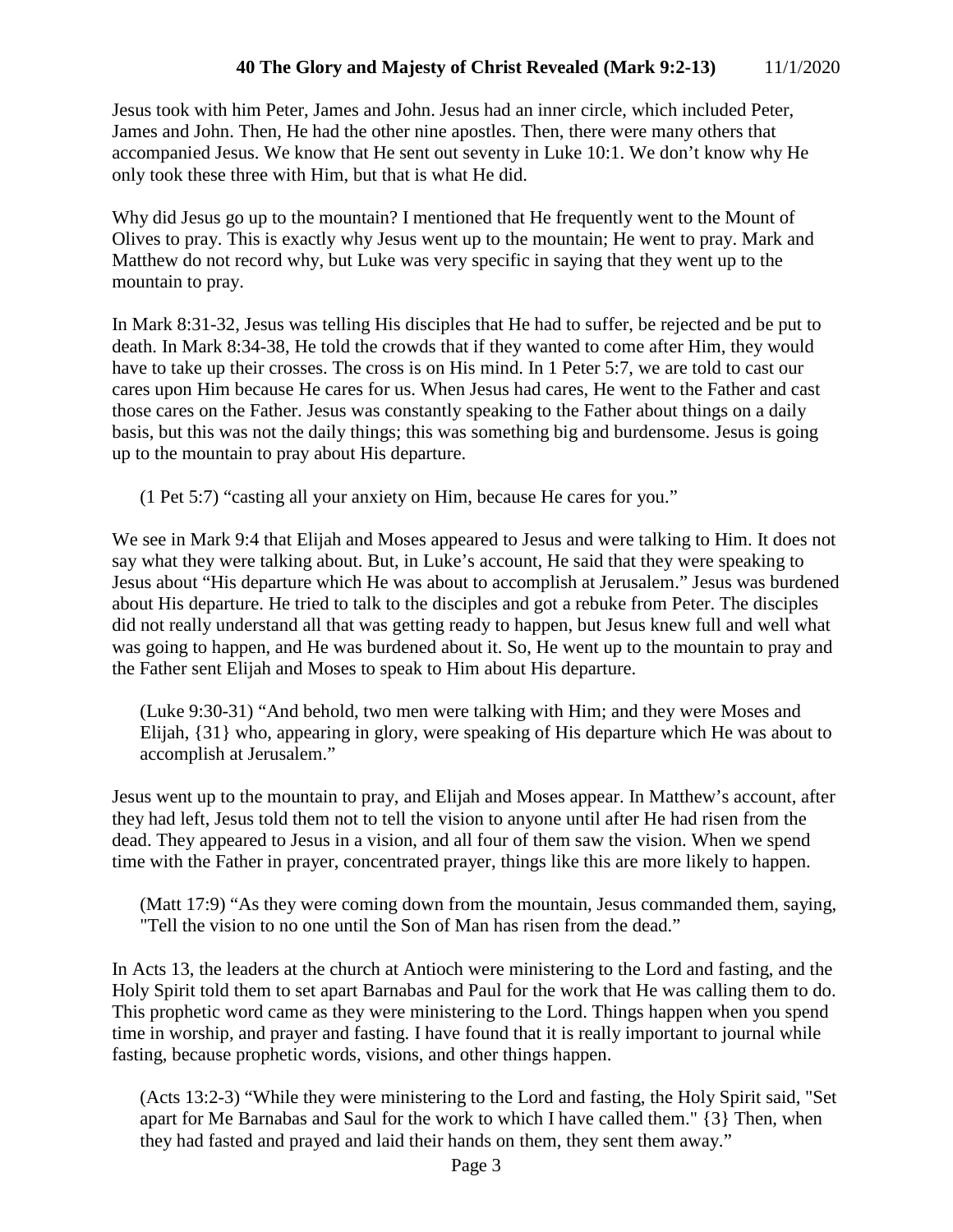Jesus took with him Peter, James and John. Jesus had an inner circle, which included Peter, James and John. Then, He had the other nine apostles. Then, there were many others that accompanied Jesus. We know that He sent out seventy in Luke 10:1. We don't know why He only took these three with Him, but that is what He did.

Why did Jesus go up to the mountain? I mentioned that He frequently went to the Mount of Olives to pray. This is exactly why Jesus went up to the mountain; He went to pray. Mark and Matthew do not record why, but Luke was very specific in saying that they went up to the mountain to pray.

In Mark 8:31-32, Jesus was telling His disciples that He had to suffer, be rejected and be put to death. In Mark 8:34-38, He told the crowds that if they wanted to come after Him, they would have to take up their crosses. The cross is on His mind. In 1 Peter 5:7, we are told to cast our cares upon Him because He cares for us. When Jesus had cares, He went to the Father and cast those cares on the Father. Jesus was constantly speaking to the Father about things on a daily basis, but this was not the daily things; this was something big and burdensome. Jesus is going up to the mountain to pray about His departure.

> (1 Pet 5:7) "casting all your anxiety on Him, because He cares for you."

We see in Mark 9:4 that Elijah and Moses appeared to Jesus and were talking to Him. It does not say what they were talking about. But, in Luke's account, He said that they were speaking to Jesus about "His departure which He was about to accomplish at Jerusalem." Jesus was burdened about His departure. He tried to talk to the disciples and got a rebuke from Peter. The disciples did not really understand all that was getting ready to happen, but Jesus knew full and well what was going to happen, and He was burdened about it. So, He went up to the mountain to pray and the Father sent Elijah and Moses to speak to Him about His departure.

> (Luke 9:30-31) "And behold, two men were talking with Him; and they were Moses and Elijah, {31} who, appearing in glory, were speaking of His departure which He was about to accomplish at Jerusalem."

Jesus went up to the mountain to pray, and Elijah and Moses appear. In Matthew's account, after they had left, Jesus told them not to tell the vision to anyone until after He had risen from the dead. They appeared to Jesus in a vision, and all four of them saw the vision. When we spend time with the Father in prayer, concentrated prayer, things like this are more likely to happen.

> (Matt 17:9) "As they were coming down from the mountain, Jesus commanded them, saying, "Tell the vision to no one until the Son of Man has risen from the dead."

In Acts 13, the leaders at the church at Antioch were ministering to the Lord and fasting, and the Holy Spirit told them to set apart Barnabas and Paul for the work that He was calling them to do. This prophetic word came as they were ministering to the Lord. Things happen when you spend time in worship, and prayer and fasting. I have found that it is really important to journal while fasting, because prophetic words, visions, and other things happen.

> (Acts 13:2-3) "While they were ministering to the Lord and fasting, the Holy Spirit said, "Set apart for Me Barnabas and Saul for the work to which I have called them." {3} Then, when they had fasted and prayed and laid their hands on them, they sent them away."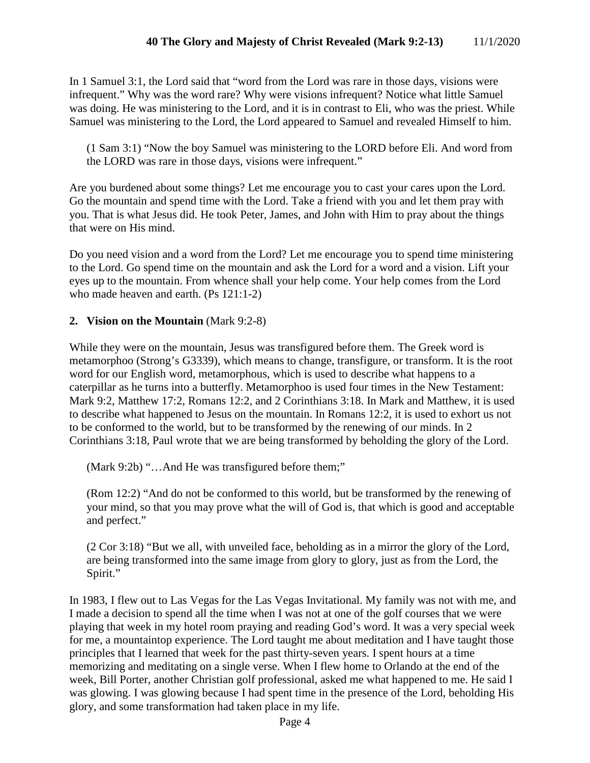In 1 Samuel 3:1, the Lord said that "word from the Lord was rare in those days, visions were infrequent." Why was the word rare? Why were visions infrequent? Notice what little Samuel was doing. He was ministering to the Lord, and it is in contrast to Eli, who was the priest. While Samuel was ministering to the Lord, the Lord appeared to Samuel and revealed Himself to him.

> (1 Sam 3:1) "Now the boy Samuel was ministering to the LORD before Eli. And word from the LORD was rare in those days, visions were infrequent."

Are you burdened about some things? Let me encourage you to cast your cares upon the Lord. Go the mountain and spend time with the Lord. Take a friend with you and let them pray with you. That is what Jesus did. He took Peter, James, and John with Him to pray about the things that were on His mind.

Do you need vision and a word from the Lord? Let me encourage you to spend time ministering to the Lord. Go spend time on the mountain and ask the Lord for a word and a vision. Lift your eyes up to the mountain. From whence shall your help come. Your help comes from the Lord who made heaven and earth. (Ps 121:1-2)

**2. Vision on the Mountain** (Mark 9:2-8)

While they were on the mountain, Jesus was transfigured before them. The Greek word is metamorphoo (Strong's G3339), which means to change, transfigure, or transform. It is the root word for our English word, metamorphous, which is used to describe what happens to a caterpillar as he turns into a butterfly. Metamorphoo is used four times in the New Testament: Mark 9:2, Matthew 17:2, Romans 12:2, and 2 Corinthians 3:18. In Mark and Matthew, it is used to describe what happened to Jesus on the mountain. In Romans 12:2, it is used to exhort us not to be conformed to the world, but to be transformed by the renewing of our minds. In 2 Corinthians 3:18, Paul wrote that we are being transformed by beholding the glory of the Lord.

> (Mark 9:2b) "…And He was transfigured before them;"

> (Rom 12:2) "And do not be conformed to this world, but be transformed by the renewing of your mind, so that you may prove what the will of God is, that which is good and acceptable and perfect."

> (2 Cor 3:18) "But we all, with unveiled face, beholding as in a mirror the glory of the Lord, are being transformed into the same image from glory to glory, just as from the Lord, the Spirit."

In 1983, I flew out to Las Vegas for the Las Vegas Invitational. My family was not with me, and I made a decision to spend all the time when I was not at one of the golf courses that we were playing that week in my hotel room praying and reading God's word. It was a very special week for me, a mountaintop experience. The Lord taught me about meditation and I have taught those principles that I learned that week for the past thirty-seven years. I spent hours at a time memorizing and meditating on a single verse. When I flew home to Orlando at the end of the week, Bill Porter, another Christian golf professional, asked me what happened to me. He said I was glowing. I was glowing because I had spent time in the presence of the Lord, beholding His glory, and some transformation had taken place in my life.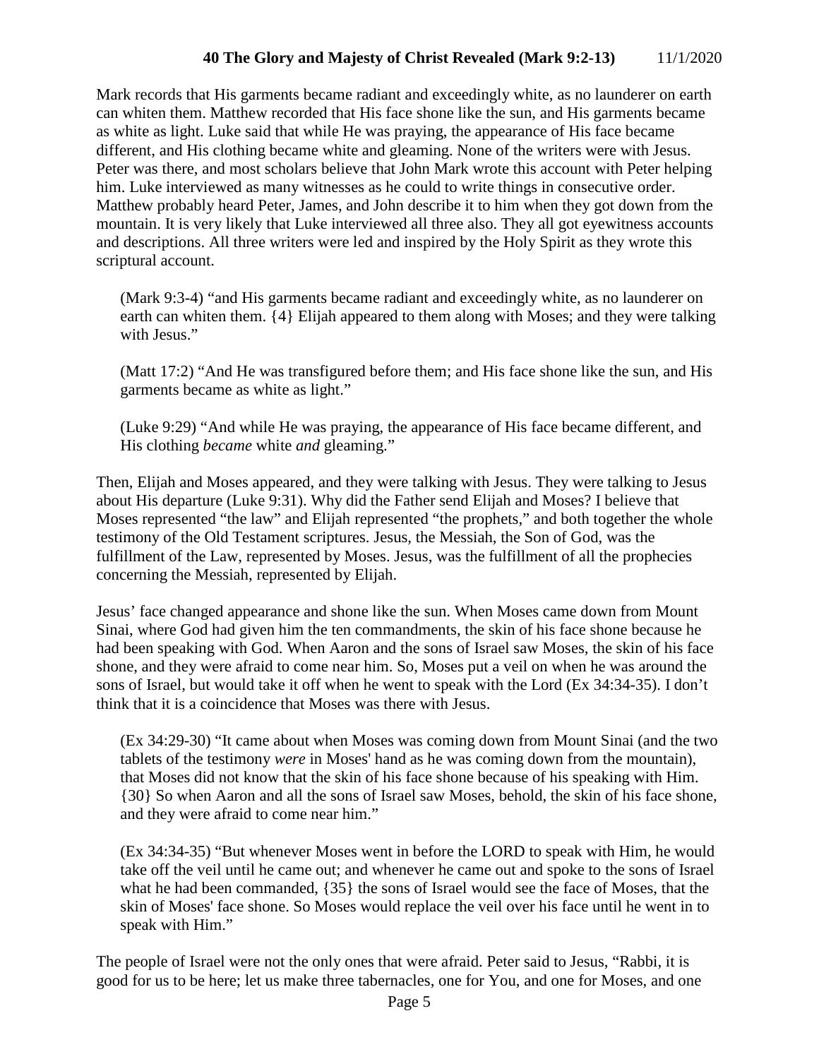Mark records that His garments became radiant and exceedingly white, as no launderer on earth can whiten them. Matthew recorded that His face shone like the sun, and His garments became as white as light. Luke said that while He was praying, the appearance of His face became different, and His clothing became white and gleaming. None of the writers were with Jesus. Peter was there, and most scholars believe that John Mark wrote this account with Peter helping him. Luke interviewed as many witnesses as he could to write things in consecutive order. Matthew probably heard Peter, James, and John describe it to him when they got down from the mountain. It is very likely that Luke interviewed all three also. They all got eyewitness accounts and descriptions. All three writers were led and inspired by the Holy Spirit as they wrote this scriptural account.

> (Mark 9:3-4) "and His garments became radiant and exceedingly white, as no launderer on earth can whiten them. {4} Elijah appeared to them along with Moses; and they were talking with Jesus."

> (Matt 17:2) "And He was transfigured before them; and His face shone like the sun, and His garments became as white as light."

> (Luke 9:29) "And while He was praying, the appearance of His face became different, and His clothing *became* white *and* gleaming."

Then, Elijah and Moses appeared, and they were talking with Jesus. They were talking to Jesus about His departure (Luke 9:31). Why did the Father send Elijah and Moses? I believe that Moses represented "the law" and Elijah represented "the prophets," and both together the whole testimony of the Old Testament scriptures. Jesus, the Messiah, the Son of God, was the fulfillment of the Law, represented by Moses. Jesus, was the fulfillment of all the prophecies concerning the Messiah, represented by Elijah.

Jesus' face changed appearance and shone like the sun. When Moses came down from Mount Sinai, where God had given him the ten commandments, the skin of his face shone because he had been speaking with God. When Aaron and the sons of Israel saw Moses, the skin of his face shone, and they were afraid to come near him. So, Moses put a veil on when he was around the sons of Israel, but would take it off when he went to speak with the Lord (Ex 34:34-35). I don't think that it is a coincidence that Moses was there with Jesus.

> (Ex 34:29-30) "It came about when Moses was coming down from Mount Sinai (and the two tablets of the testimony *were* in Moses' hand as he was coming down from the mountain), that Moses did not know that the skin of his face shone because of his speaking with Him. {30} So when Aaron and all the sons of Israel saw Moses, behold, the skin of his face shone, and they were afraid to come near him."

> (Ex 34:34-35) "But whenever Moses went in before the LORD to speak with Him, he would take off the veil until he came out; and whenever he came out and spoke to the sons of Israel what he had been commanded, {35} the sons of Israel would see the face of Moses, that the skin of Moses' face shone. So Moses would replace the veil over his face until he went in to speak with Him."

The people of Israel were not the only ones that were afraid. Peter said to Jesus, "Rabbi, it is good for us to be here; let us make three tabernacles, one for You, and one for Moses, and one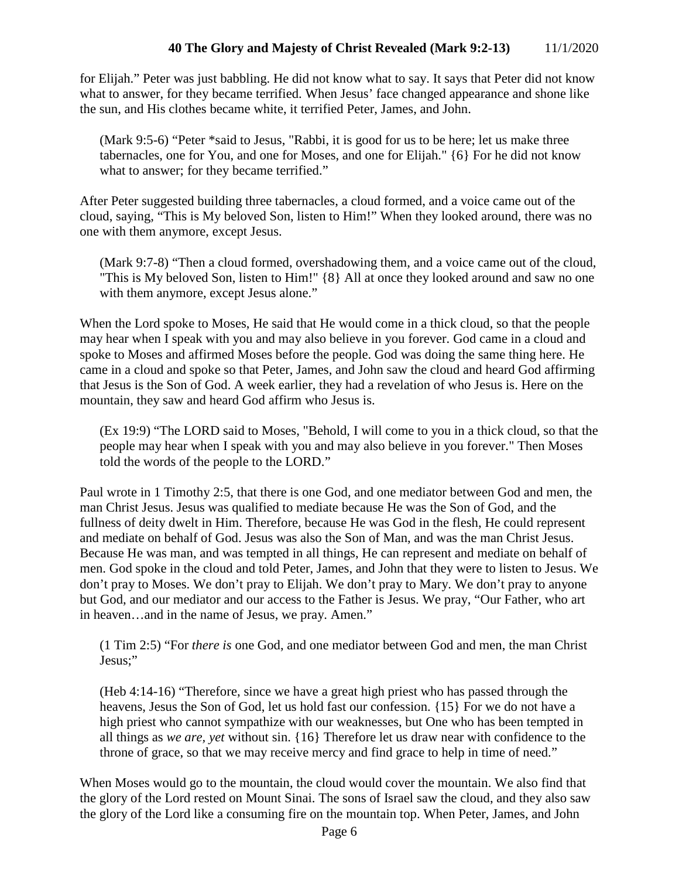for Elijah." Peter was just babbling. He did not know what to say. It says that Peter did not know what to answer, for they became terrified. When Jesus' face changed appearance and shone like the sun, and His clothes became white, it terrified Peter, James, and John.

> (Mark 9:5-6) "Peter *said to Jesus, "Rabbi, it is good for us to be here; let us make three tabernacles, one for You, and one for Moses, and one for Elijah." {6} For he did not know what to answer; for they became terrified."

After Peter suggested building three tabernacles, a cloud formed, and a voice came out of the cloud, saying, "This is My beloved Son, listen to Him!" When they looked around, there was no one with them anymore, except Jesus.

> (Mark 9:7-8) "Then a cloud formed, overshadowing them, and a voice came out of the cloud, "This is My beloved Son, listen to Him!" {8} All at once they looked around and saw no one with them anymore, except Jesus alone."

When the Lord spoke to Moses, He said that He would come in a thick cloud, so that the people may hear when I speak with you and may also believe in you forever. God came in a cloud and spoke to Moses and affirmed Moses before the people. God was doing the same thing here. He came in a cloud and spoke so that Peter, James, and John saw the cloud and heard God affirming that Jesus is the Son of God. A week earlier, they had a revelation of who Jesus is. Here on the mountain, they saw and heard God affirm who Jesus is.

> (Ex 19:9) "The LORD said to Moses, "Behold, I will come to you in a thick cloud, so that the people may hear when I speak with you and may also believe in you forever." Then Moses told the words of the people to the LORD."

Paul wrote in 1 Timothy 2:5, that there is one God, and one mediator between God and men, the man Christ Jesus. Jesus was qualified to mediate because He was the Son of God, and the fullness of deity dwelt in Him. Therefore, because He was God in the flesh, He could represent and mediate on behalf of God. Jesus was also the Son of Man, and was the man Christ Jesus. Because He was man, and was tempted in all things, He can represent and mediate on behalf of men. God spoke in the cloud and told Peter, James, and John that they were to listen to Jesus. We don't pray to Moses. We don't pray to Elijah. We don't pray to Mary. We don't pray to anyone but God, and our mediator and our access to the Father is Jesus. We pray, "Our Father, who art in heaven…and in the name of Jesus, we pray. Amen."

> (1 Tim 2:5) "For *there is* one God, and one mediator between God and men, the man Christ Jesus;"

> (Heb 4:14-16) "Therefore, since we have a great high priest who has passed through the heavens, Jesus the Son of God, let us hold fast our confession. {15} For we do not have a high priest who cannot sympathize with our weaknesses, but One who has been tempted in all things as *we are, yet* without sin. {16} Therefore let us draw near with confidence to the throne of grace, so that we may receive mercy and find grace to help in time of need."

When Moses would go to the mountain, the cloud would cover the mountain. We also find that the glory of the Lord rested on Mount Sinai. The sons of Israel saw the cloud, and they also saw the glory of the Lord like a consuming fire on the mountain top. When Peter, James, and John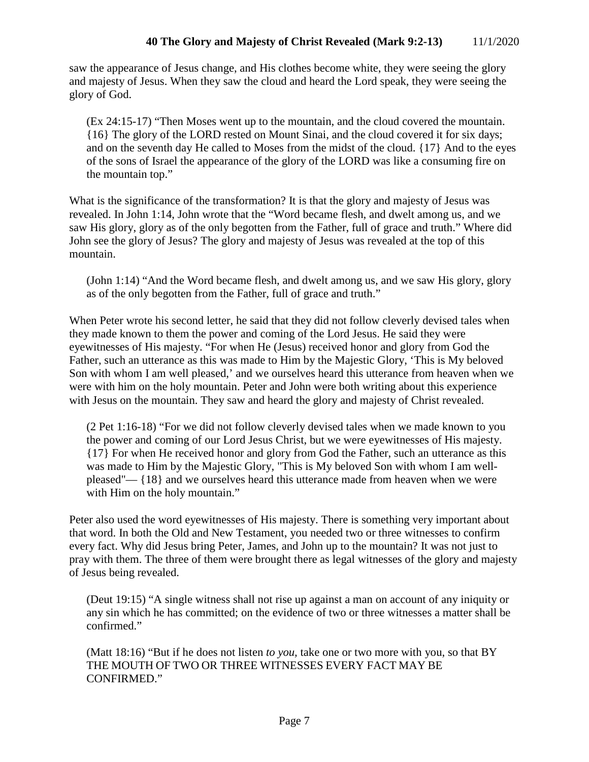saw the appearance of Jesus change, and His clothes become white, they were seeing the glory and majesty of Jesus. When they saw the cloud and heard the Lord speak, they were seeing the glory of God.

> (Ex 24:15-17) "Then Moses went up to the mountain, and the cloud covered the mountain. {16} The glory of the LORD rested on Mount Sinai, and the cloud covered it for six days; and on the seventh day He called to Moses from the midst of the cloud. {17} And to the eyes of the sons of Israel the appearance of the glory of the LORD was like a consuming fire on the mountain top."

What is the significance of the transformation? It is that the glory and majesty of Jesus was revealed. In John 1:14, John wrote that the "Word became flesh, and dwelt among us, and we saw His glory, glory as of the only begotten from the Father, full of grace and truth." Where did John see the glory of Jesus? The glory and majesty of Jesus was revealed at the top of this mountain.

> (John 1:14) "And the Word became flesh, and dwelt among us, and we saw His glory, glory as of the only begotten from the Father, full of grace and truth."

When Peter wrote his second letter, he said that they did not follow cleverly devised tales when they made known to them the power and coming of the Lord Jesus. He said they were eyewitnesses of His majesty. "For when He (Jesus) received honor and glory from God the Father, such an utterance as this was made to Him by the Majestic Glory, 'This is My beloved Son with whom I am well pleased,' and we ourselves heard this utterance from heaven when we were with him on the holy mountain. Peter and John were both writing about this experience with Jesus on the mountain. They saw and heard the glory and majesty of Christ revealed.

> (2 Pet 1:16-18) "For we did not follow cleverly devised tales when we made known to you the power and coming of our Lord Jesus Christ, but we were eyewitnesses of His majesty. {17} For when He received honor and glory from God the Father, such an utterance as this was made to Him by the Majestic Glory, "This is My beloved Son with whom I am well-pleased"— {18} and we ourselves heard this utterance made from heaven when we were with Him on the holy mountain."

Peter also used the word eyewitnesses of His majesty. There is something very important about that word. In both the Old and New Testament, you needed two or three witnesses to confirm every fact. Why did Jesus bring Peter, James, and John up to the mountain? It was not just to pray with them. The three of them were brought there as legal witnesses of the glory and majesty of Jesus being revealed.

> (Deut 19:15) "A single witness shall not rise up against a man on account of any iniquity or any sin which he has committed; on the evidence of two or three witnesses a matter shall be confirmed."

> (Matt 18:16) "But if he does not listen *to you,* take one or two more with you, so that BY THE MOUTH OF TWO OR THREE WITNESSES EVERY FACT MAY BE CONFIRMED."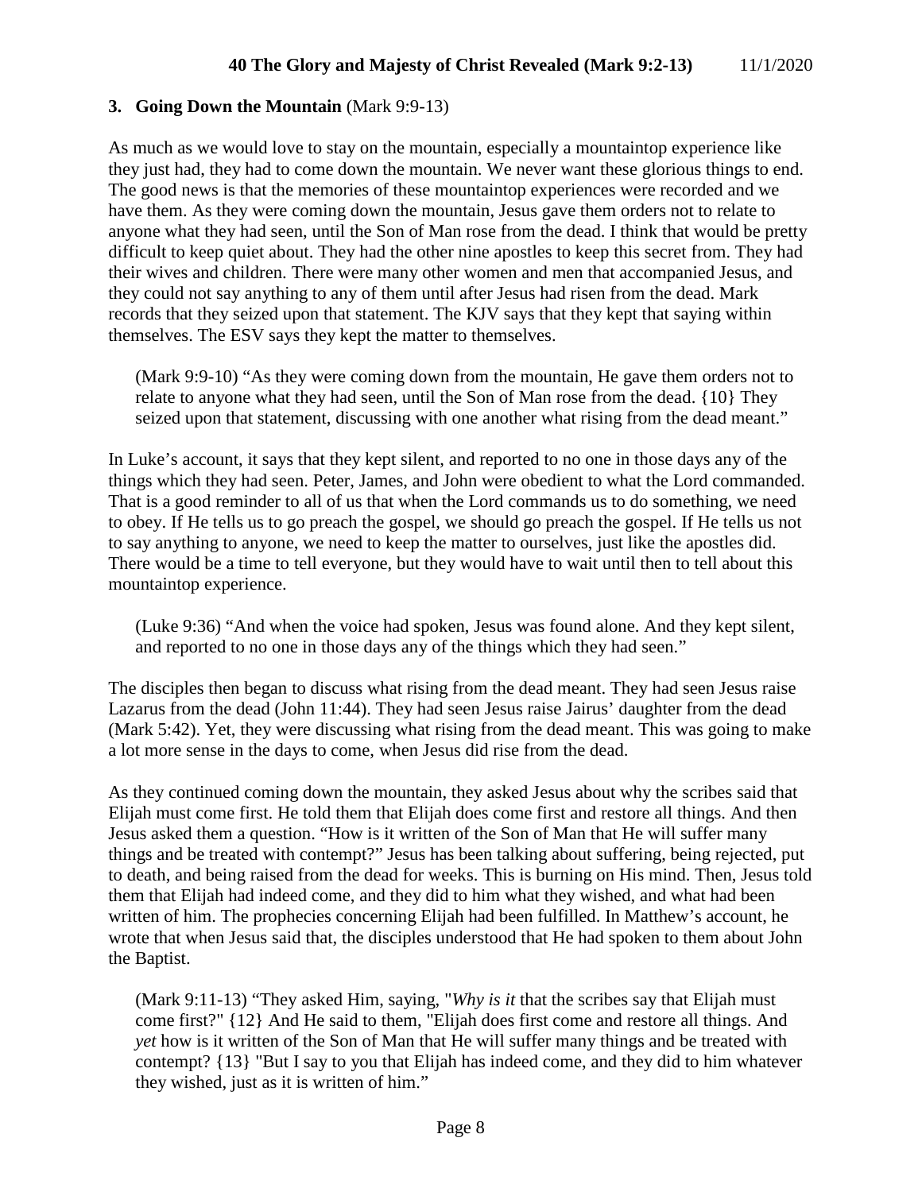### 3. **Going Down the Mountain** (Mark 9:9-13)

As much as we would love to stay on the mountain, especially a mountaintop experience like they just had, they had to come down the mountain. We never want these glorious things to end. The good news is that the memories of these mountaintop experiences were recorded and we have them. As they were coming down the mountain, Jesus gave them orders not to relate to anyone what they had seen, until the Son of Man rose from the dead. I think that would be pretty difficult to keep quiet about. They had the other nine apostles to keep this secret from. They had their wives and children. There were many other women and men that accompanied Jesus, and they could not say anything to any of them until after Jesus had risen from the dead. Mark records that they seized upon that statement. The KJV says that they kept that saying within themselves. The ESV says they kept the matter to themselves.

> (Mark 9:9-10) "As they were coming down from the mountain, He gave them orders not to relate to anyone what they had seen, until the Son of Man rose from the dead. {10} They seized upon that statement, discussing with one another what rising from the dead meant."

In Luke's account, it says that they kept silent, and reported to no one in those days any of the things which they had seen. Peter, James, and John were obedient to what the Lord commanded. That is a good reminder to all of us that when the Lord commands us to do something, we need to obey. If He tells us to go preach the gospel, we should go preach the gospel. If He tells us not to say anything to anyone, we need to keep the matter to ourselves, just like the apostles did. There would be a time to tell everyone, but they would have to wait until then to tell about this mountaintop experience.

> (Luke 9:36) "And when the voice had spoken, Jesus was found alone. And they kept silent, and reported to no one in those days any of the things which they had seen."

The disciples then began to discuss what rising from the dead meant. They had seen Jesus raise Lazarus from the dead (John 11:44). They had seen Jesus raise Jairus' daughter from the dead (Mark 5:42). Yet, they were discussing what rising from the dead meant. This was going to make a lot more sense in the days to come, when Jesus did rise from the dead.

As they continued coming down the mountain, they asked Jesus about why the scribes said that Elijah must come first. He told them that Elijah does come first and restore all things. And then Jesus asked them a question. "How is it written of the Son of Man that He will suffer many things and be treated with contempt?" Jesus has been talking about suffering, being rejected, put to death, and being raised from the dead for weeks. This is burning on His mind. Then, Jesus told them that Elijah had indeed come, and they did to him what they wished, and what had been written of him. The prophecies concerning Elijah had been fulfilled. In Matthew's account, he wrote that when Jesus said that, the disciples understood that He had spoken to them about John the Baptist.

> (Mark 9:11-13) "They asked Him, saying, "*Why is it* that the scribes say that Elijah must come first?" {12} And He said to them, "Elijah does first come and restore all things. And *yet* how is it written of the Son of Man that He will suffer many things and be treated with contempt? {13} "But I say to you that Elijah has indeed come, and they did to him whatever they wished, just as it is written of him."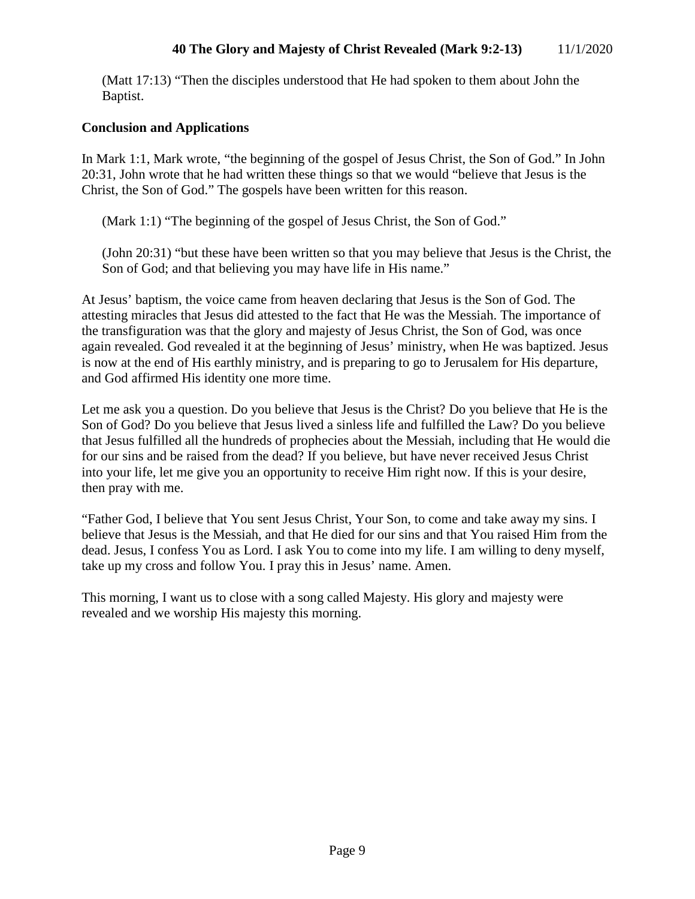(Matt 17:13) "Then the disciples understood that He had spoken to them about John the Baptist.

**Conclusion and Applications**

In Mark 1:1, Mark wrote, "the beginning of the gospel of Jesus Christ, the Son of God." In John 20:31, John wrote that he had written these things so that we would "believe that Jesus is the Christ, the Son of God." The gospels have been written for this reason.

(Mark 1:1) "The beginning of the gospel of Jesus Christ, the Son of God."

(John 20:31) "but these have been written so that you may believe that Jesus is the Christ, the Son of God; and that believing you may have life in His name."

At Jesus' baptism, the voice came from heaven declaring that Jesus is the Son of God. The attesting miracles that Jesus did attested to the fact that He was the Messiah. The importance of the transfiguration was that the glory and majesty of Jesus Christ, the Son of God, was once again revealed. God revealed it at the beginning of Jesus' ministry, when He was baptized. Jesus is now at the end of His earthly ministry, and is preparing to go to Jerusalem for His departure, and God affirmed His identity one more time.

Let me ask you a question. Do you believe that Jesus is the Christ? Do you believe that He is the Son of God? Do you believe that Jesus lived a sinless life and fulfilled the Law? Do you believe that Jesus fulfilled all the hundreds of prophecies about the Messiah, including that He would die for our sins and be raised from the dead? If you believe, but have never received Jesus Christ into your life, let me give you an opportunity to receive Him right now. If this is your desire, then pray with me.

"Father God, I believe that You sent Jesus Christ, Your Son, to come and take away my sins. I believe that Jesus is the Messiah, and that He died for our sins and that You raised Him from the dead. Jesus, I confess You as Lord. I ask You to come into my life. I am willing to deny myself, take up my cross and follow You. I pray this in Jesus' name. Amen.

This morning, I want us to close with a song called Majesty. His glory and majesty were revealed and we worship His majesty this morning.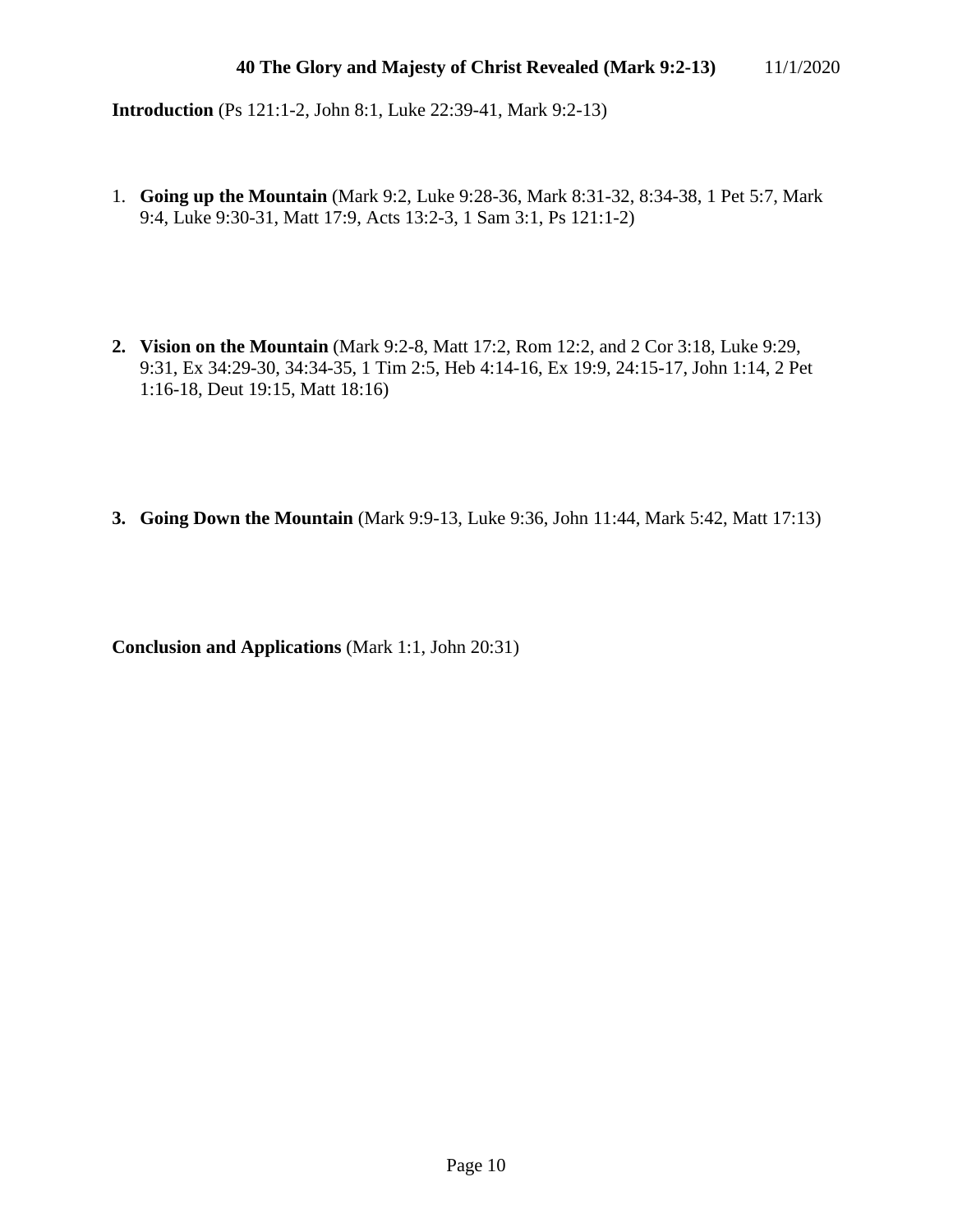**40 The Glory and Majesty of Christ Revealed (Mark 9:2-13)** 11/1/2020

**Introduction** (Ps 121:1-2, John 8:1, Luke 22:39-41, Mark 9:2-13)

1. **Going up the Mountain** (Mark 9:2, Luke 9:28-36, Mark 8:31-32, 8:34-38, 1 Pet 5:7, Mark 9:4, Luke 9:30-31, Matt 17:9, Acts 13:2-3, 1 Sam 3:1, Ps 121:1-2)

2. **Vision on the Mountain** (Mark 9:2-8, Matt 17:2, Rom 12:2, and 2 Cor 3:18, Luke 9:29, 9:31, Ex 34:29-30, 34:34-35, 1 Tim 2:5, Heb 4:14-16, Ex 19:9, 24:15-17, John 1:14, 2 Pet 1:16-18, Deut 19:15, Matt 18:16)

3. **Going Down the Mountain** (Mark 9:9-13, Luke 9:36, John 11:44, Mark 5:42, Matt 17:13)

**Conclusion and Applications** (Mark 1:1, John 20:31)